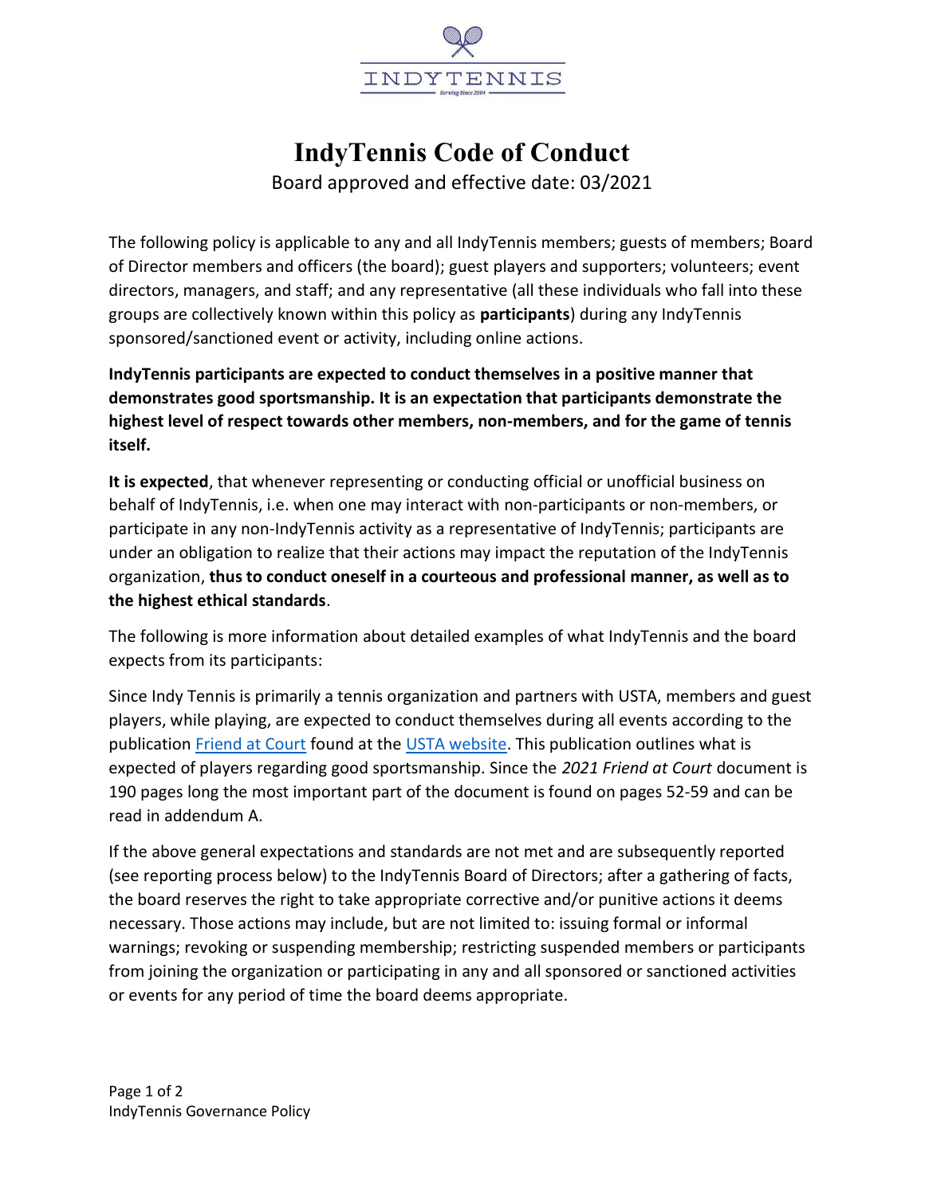# IndyTennis Code of Conduct

Board approved and effective date: 03/2021

The following policy is applicable to any and all IndyTennis members; guests of members; Board of Director members and officers (the board); guest players and supporters; volunteers; event directors, managers, and staff; and any representative (all these individuals who fall into these groups are collectively known within this policy as **participants**) during any IndyTennis sponsored/sanctioned event or activity, including online actions.

**IndyTennis participants are expected to conduct themselves in a positive manner that demonstrates good sportsmanship. It is an expectation that participants demonstrate the highest level of respect towards other members, non-members, and for the game of tennis itself.**

**It is expected**, that whenever representing or conducting official or unofficial business on behalf of IndyTennis, i.e. when one may interact with non-participants or non-members, or participate in any non-IndyTennis activity as a representative of IndyTennis; participants are under an obligation to realize that their actions may impact the reputation of the IndyTennis organization, **thus to conduct oneself in a courteous and professional manner, as well as to the highest ethical standards**.

The following is more information about detailed examples of what IndyTennis and the board expects from its participants:

Since Indy Tennis is primarily a tennis organization and partners with USTA, members and guest players, while playing, are expected to conduct themselves during all events according to the publication Friend at Court found at the USTA website. This publication outlines what is expected of players regarding good sportsmanship. Since the *2021 Friend at Court* document is 190 pages long the most important part of the document is found on pages 52-59 and can be read in addendum A.

If the above general expectations and standards are not met and are subsequently reported (see reporting process below) to the IndyTennis Board of Directors; after a gathering of facts, the board reserves the right to take appropriate corrective and/or punitive actions it deems necessary. Those actions may include, but are not limited to: issuing formal or informal warnings; revoking or suspending membership; restricting suspended members or participants from joining the organization or participating in any and all sponsored or sanctioned activities or events for any period of time the board deems appropriate.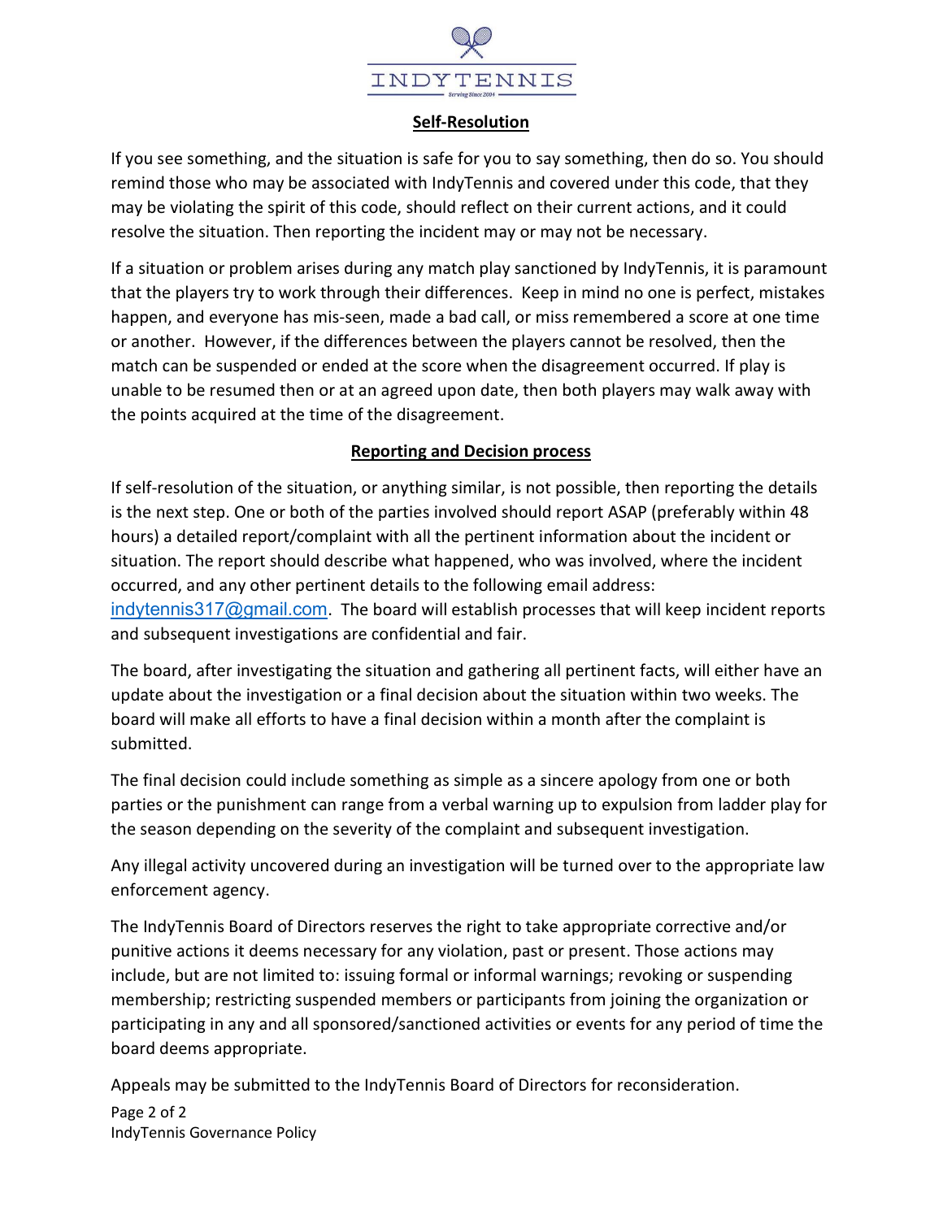## Self-Resolution

If you see something, and the situation is safe for you to say something, then do so. You should remind those who may be associated with IndyTennis and covered under this code, that they may be violating the spirit of this code, should reflect on their current actions, and it could resolve the situation. Then reporting the incident may or may not be necessary.

If a situation or problem arises during any match play sanctioned by IndyTennis, it is paramount that the players try to work through their differences. Keep in mind no one is perfect, mistakes happen, and everyone has mis-seen, made a bad call, or miss remembered a score at one time or another. However, if the differences between the players cannot be resolved, then the match can be suspended or ended at the score when the disagreement occurred. If play is unable to be resumed then or at an agreed upon date, then both players may walk away with the points acquired at the time of the disagreement.

## Reporting and Decision process

If self-resolution of the situation, or anything similar, is not possible, then reporting the details is the next step. One or both of the parties involved should report ASAP (preferably within 48 hours) a detailed report/complaint with all the pertinent information about the incident or situation. The report should describe what happened, who was involved, where the incident occurred, and any other pertinent details to the following email address: indytennis317@gmail.com. The board will establish processes that will keep incident reports and subsequent investigations are confidential and fair.

The board, after investigating the situation and gathering all pertinent facts, will either have an update about the investigation or a final decision about the situation within two weeks. The board will make all efforts to have a final decision within a month after the complaint is submitted.

The final decision could include something as simple as a sincere apology from one or both parties or the punishment can range from a verbal warning up to expulsion from ladder play for the season depending on the severity of the complaint and subsequent investigation.

Any illegal activity uncovered during an investigation will be turned over to the appropriate law enforcement agency.

The IndyTennis Board of Directors reserves the right to take appropriate corrective and/or punitive actions it deems necessary for any violation, past or present. Those actions may include, but are not limited to: issuing formal or informal warnings; revoking or suspending membership; restricting suspended members or participants from joining the organization or participating in any and all sponsored/sanctioned activities or events for any period of time the board deems appropriate.

Appeals may be submitted to the IndyTennis Board of Directors for reconsideration.